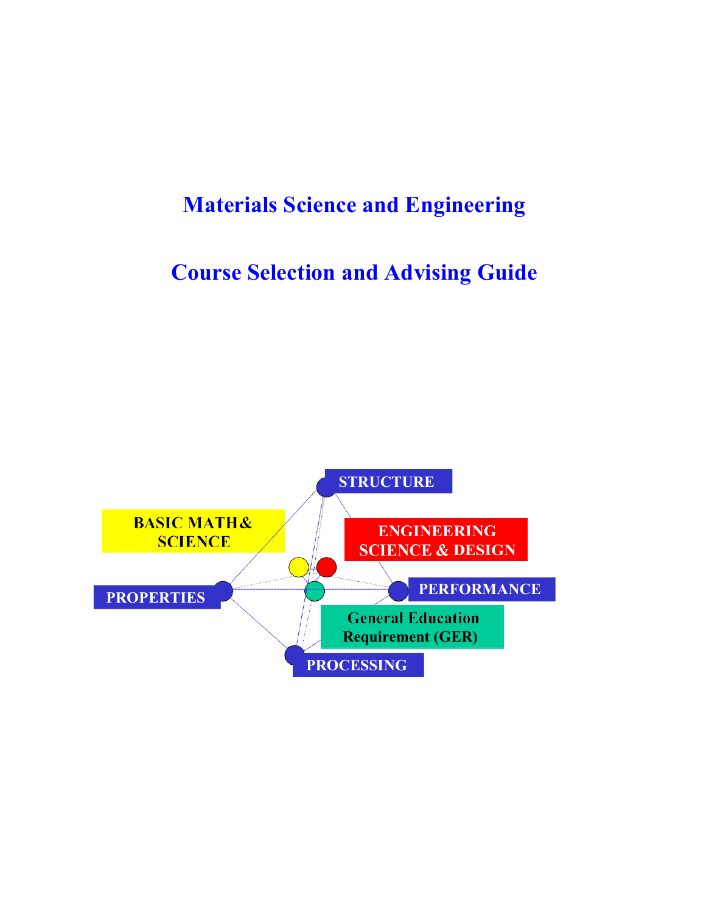# Materials Science and Engineering

## Course Selection and Advising Guide

STRUCTURE

BASIC MATH & SCIENCE

ENGINEERING SCIENCE & DESIGN

PROPERTIES

PERFORMANCE

General Education Requirement (GER)

PROCESSING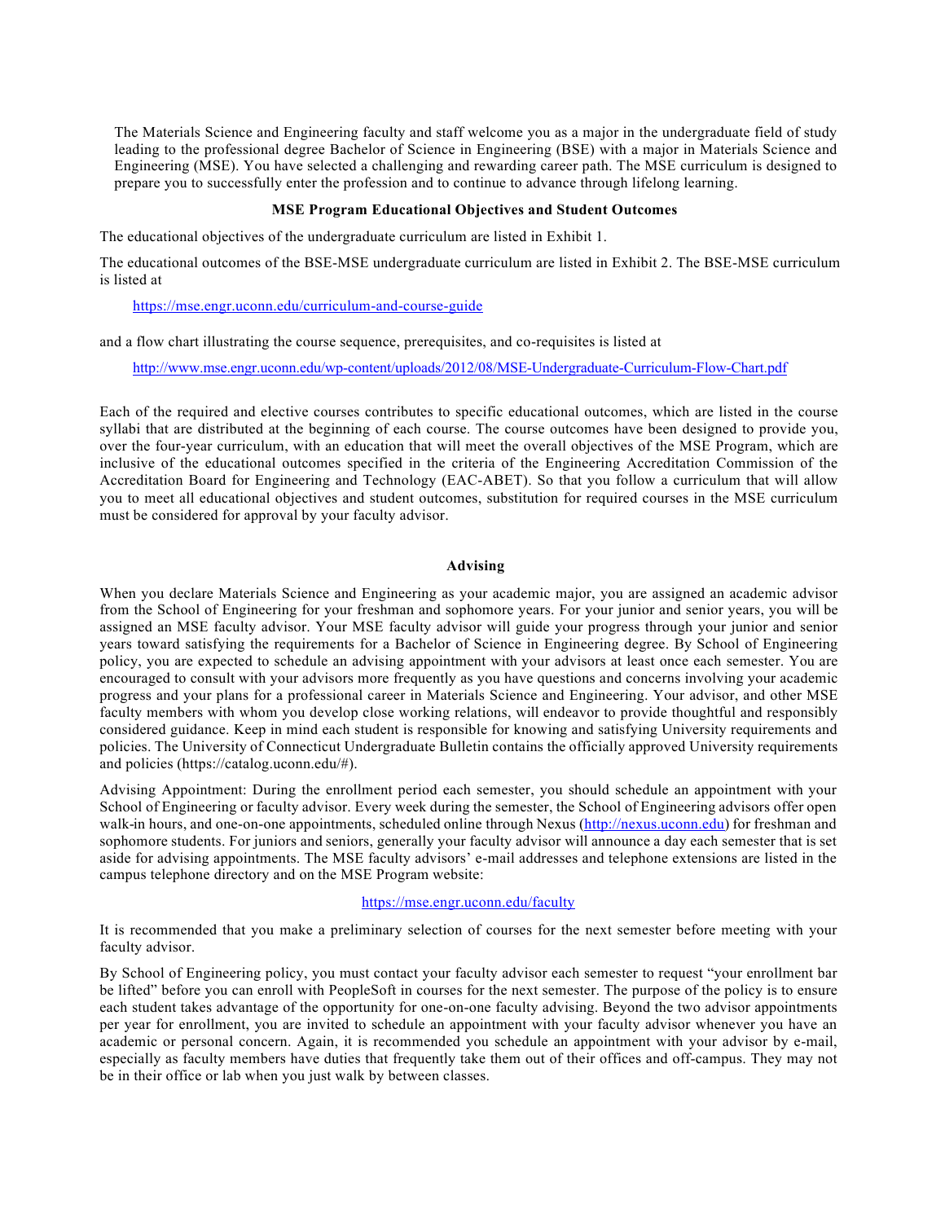The Materials Science and Engineering faculty and staff welcome you as a major in the undergraduate field of study leading to the professional degree Bachelor of Science in Engineering (BSE) with a major in Materials Science and Engineering (MSE). You have selected a challenging and rewarding career path. The MSE curriculum is designed to prepare you to successfully enter the profession and to continue to advance through lifelong learning.

## MSE Program Educational Objectives and Student Outcomes

The educational objectives of the undergraduate curriculum are listed in Exhibit 1.

The educational outcomes of the BSE-MSE undergraduate curriculum are listed in Exhibit 2. The BSE-MSE curriculum is listed at

https://mse.engr.uconn.edu/curriculum-and-course-guide

and a flow chart illustrating the course sequence, prerequisites, and co-requisites is listed at

http://www.mse.engr.uconn.edu/wp-content/uploads/2012/08/MSE-Undergraduate-Curriculum-Flow-Chart.pdf

Each of the required and elective courses contributes to specific educational outcomes, which are listed in the course syllabi that are distributed at the beginning of each course. The course outcomes have been designed to provide you, over the four-year curriculum, with an education that will meet the overall objectives of the MSE Program, which are inclusive of the educational outcomes specified in the criteria of the Engineering Accreditation Commission of the Accreditation Board for Engineering and Technology (EAC-ABET). So that you follow a curriculum that will allow you to meet all educational objectives and student outcomes, substitution for required courses in the MSE curriculum must be considered for approval by your faculty advisor.

## Advising

When you declare Materials Science and Engineering as your academic major, you are assigned an academic advisor from the School of Engineering for your freshman and sophomore years. For your junior and senior years, you will be assigned an MSE faculty advisor. Your MSE faculty advisor will guide your progress through your junior and senior years toward satisfying the requirements for a Bachelor of Science in Engineering degree. By School of Engineering policy, you are expected to schedule an advising appointment with your advisors at least once each semester. You are encouraged to consult with your advisors more frequently as you have questions and concerns involving your academic progress and your plans for a professional career in Materials Science and Engineering. Your advisor, and other MSE faculty members with whom you develop close working relations, will endeavor to provide thoughtful and responsibly considered guidance. Keep in mind each student is responsible for knowing and satisfying University requirements and policies. The University of Connecticut Undergraduate Bulletin contains the officially approved University requirements and policies (https://catalog.uconn.edu/#).

Advising Appointment: During the enrollment period each semester, you should schedule an appointment with your School of Engineering or faculty advisor. Every week during the semester, the School of Engineering advisors offer open walk-in hours, and one-on-one appointments, scheduled online through Nexus (http://nexus.uconn.edu) for freshman and sophomore students. For juniors and seniors, generally your faculty advisor will announce a day each semester that is set aside for advising appointments. The MSE faculty advisors' e-mail addresses and telephone extensions are listed in the campus telephone directory and on the MSE Program website:

https://mse.engr.uconn.edu/faculty

It is recommended that you make a preliminary selection of courses for the next semester before meeting with your faculty advisor.

By School of Engineering policy, you must contact your faculty advisor each semester to request "your enrollment bar be lifted" before you can enroll with PeopleSoft in courses for the next semester. The purpose of the policy is to ensure each student takes advantage of the opportunity for one-on-one faculty advising. Beyond the two advisor appointments per year for enrollment, you are invited to schedule an appointment with your faculty advisor whenever you have an academic or personal concern. Again, it is recommended you schedule an appointment with your advisor by e-mail, especially as faculty members have duties that frequently take them out of their offices and off-campus. They may not be in their office or lab when you just walk by between classes.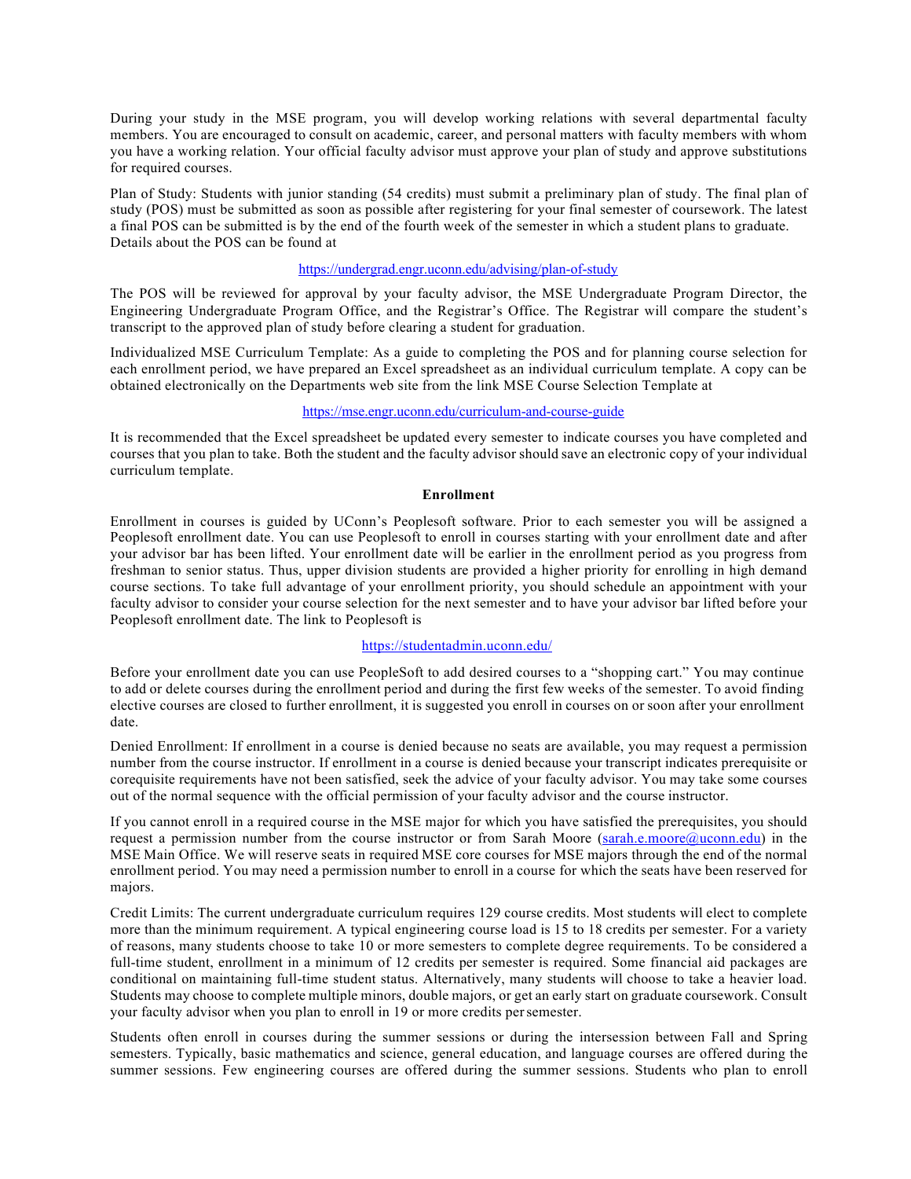During your study in the MSE program, you will develop working relations with several departmental faculty members. You are encouraged to consult on academic, career, and personal matters with faculty members with whom you have a working relation. Your official faculty advisor must approve your plan of study and approve substitutions for required courses.

Plan of Study: Students with junior standing (54 credits) must submit a preliminary plan of study. The final plan of study (POS) must be submitted as soon as possible after registering for your final semester of coursework. The latest a final POS can be submitted is by the end of the fourth week of the semester in which a student plans to graduate. Details about the POS can be found at

https://undergrad.engr.uconn.edu/advising/plan-of-study

The POS will be reviewed for approval by your faculty advisor, the MSE Undergraduate Program Director, the Engineering Undergraduate Program Office, and the Registrar's Office. The Registrar will compare the student's transcript to the approved plan of study before clearing a student for graduation.

Individualized MSE Curriculum Template: As a guide to completing the POS and for planning course selection for each enrollment period, we have prepared an Excel spreadsheet as an individual curriculum template. A copy can be obtained electronically on the Departments web site from the link MSE Course Selection Template at

https://mse.engr.uconn.edu/curriculum-and-course-guide

It is recommended that the Excel spreadsheet be updated every semester to indicate courses you have completed and courses that you plan to take. Both the student and the faculty advisor should save an electronic copy of your individual curriculum template.

**Enrollment**

Enrollment in courses is guided by UConn's Peoplesoft software. Prior to each semester you will be assigned a Peoplesoft enrollment date. You can use Peoplesoft to enroll in courses starting with your enrollment date and after your advisor bar has been lifted. Your enrollment date will be earlier in the enrollment period as you progress from freshman to senior status. Thus, upper division students are provided a higher priority for enrolling in high demand course sections. To take full advantage of your enrollment priority, you should schedule an appointment with your faculty advisor to consider your course selection for the next semester and to have your advisor bar lifted before your Peoplesoft enrollment date. The link to Peoplesoft is

https://studentadmin.uconn.edu/

Before your enrollment date you can use PeopleSoft to add desired courses to a "shopping cart." You may continue to add or delete courses during the enrollment period and during the first few weeks of the semester. To avoid finding elective courses are closed to further enrollment, it is suggested you enroll in courses on or soon after your enrollment date.

Denied Enrollment: If enrollment in a course is denied because no seats are available, you may request a permission number from the course instructor. If enrollment in a course is denied because your transcript indicates prerequisite or corequisite requirements have not been satisfied, seek the advice of your faculty advisor. You may take some courses out of the normal sequence with the official permission of your faculty advisor and the course instructor.

If you cannot enroll in a required course in the MSE major for which you have satisfied the prerequisites, you should request a permission number from the course instructor or from Sarah Moore (sarah.e.moore@uconn.edu) in the MSE Main Office. We will reserve seats in required MSE core courses for MSE majors through the end of the normal enrollment period. You may need a permission number to enroll in a course for which the seats have been reserved for majors.

Credit Limits: The current undergraduate curriculum requires 129 course credits. Most students will elect to complete more than the minimum requirement. A typical engineering course load is 15 to 18 credits per semester. For a variety of reasons, many students choose to take 10 or more semesters to complete degree requirements. To be considered a full-time student, enrollment in a minimum of 12 credits per semester is required. Some financial aid packages are conditional on maintaining full-time student status. Alternatively, many students will choose to take a heavier load. Students may choose to complete multiple minors, double majors, or get an early start on graduate coursework. Consult your faculty advisor when you plan to enroll in 19 or more credits per semester.

Students often enroll in courses during the summer sessions or during the intersession between Fall and Spring semesters. Typically, basic mathematics and science, general education, and language courses are offered during the summer sessions. Few engineering courses are offered during the summer sessions. Students who plan to enroll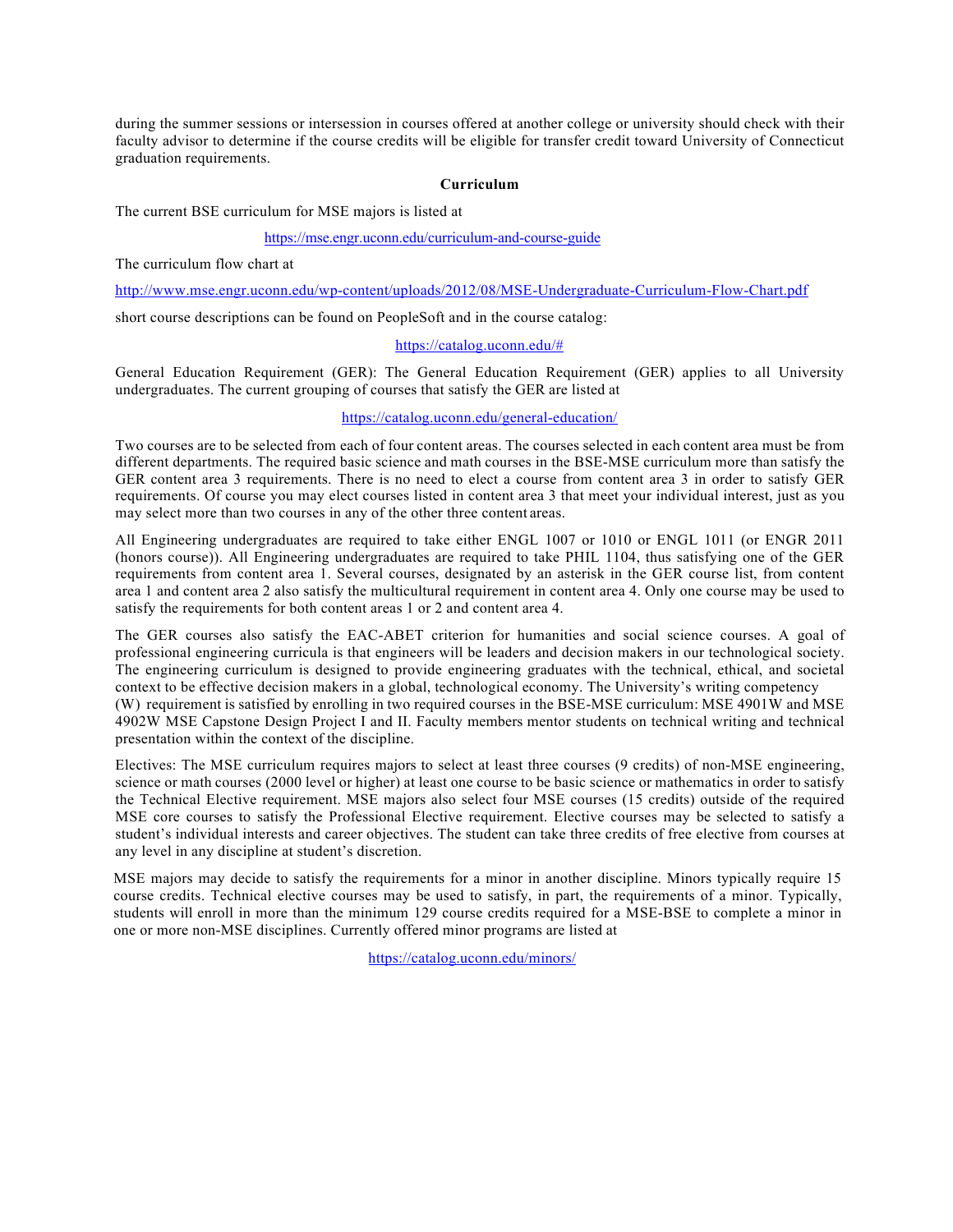during the summer sessions or intersession in courses offered at another college or university should check with their faculty advisor to determine if the course credits will be eligible for transfer credit toward University of Connecticut graduation requirements.

## Curriculum

The current BSE curriculum for MSE majors is listed at

https://mse.engr.uconn.edu/curriculum-and-course-guide

The curriculum flow chart at

http://www.mse.engr.uconn.edu/wp-content/uploads/2012/08/MSE-Undergraduate-Curriculum-Flow-Chart.pdf

short course descriptions can be found on PeopleSoft and in the course catalog:

https://catalog.uconn.edu/#

General Education Requirement (GER): The General Education Requirement (GER) applies to all University undergraduates. The current grouping of courses that satisfy the GER are listed at

https://catalog.uconn.edu/general-education/

Two courses are to be selected from each of four content areas. The courses selected in each content area must be from different departments. The required basic science and math courses in the BSE-MSE curriculum more than satisfy the GER content area 3 requirements. There is no need to elect a course from content area 3 in order to satisfy GER requirements. Of course you may elect courses listed in content area 3 that meet your individual interest, just as you may select more than two courses in any of the other three content areas.

All Engineering undergraduates are required to take either ENGL 1007 or 1010 or ENGL 1011 (or ENGR 2011 (honors course)). All Engineering undergraduates are required to take PHIL 1104, thus satisfying one of the GER requirements from content area 1. Several courses, designated by an asterisk in the GER course list, from content area 1 and content area 2 also satisfy the multicultural requirement in content area 4. Only one course may be used to satisfy the requirements for both content areas 1 or 2 and content area 4.

The GER courses also satisfy the EAC-ABET criterion for humanities and social science courses. A goal of professional engineering curricula is that engineers will be leaders and decision makers in our technological society. The engineering curriculum is designed to provide engineering graduates with the technical, ethical, and societal context to be effective decision makers in a global, technological economy. The University's writing competency (W) requirement is satisfied by enrolling in two required courses in the BSE-MSE curriculum: MSE 4901W and MSE 4902W MSE Capstone Design Project I and II. Faculty members mentor students on technical writing and technical presentation within the context of the discipline.

Electives: The MSE curriculum requires majors to select at least three courses (9 credits) of non-MSE engineering, science or math courses (2000 level or higher) at least one course to be basic science or mathematics in order to satisfy the Technical Elective requirement. MSE majors also select four MSE courses (15 credits) outside of the required MSE core courses to satisfy the Professional Elective requirement. Elective courses may be selected to satisfy a student's individual interests and career objectives. The student can take three credits of free elective from courses at any level in any discipline at student's discretion.

MSE majors may decide to satisfy the requirements for a minor in another discipline. Minors typically require 15 course credits. Technical elective courses may be used to satisfy, in part, the requirements of a minor. Typically, students will enroll in more than the minimum 129 course credits required for a MSE-BSE to complete a minor in one or more non-MSE disciplines. Currently offered minor programs are listed at

https://catalog.uconn.edu/minors/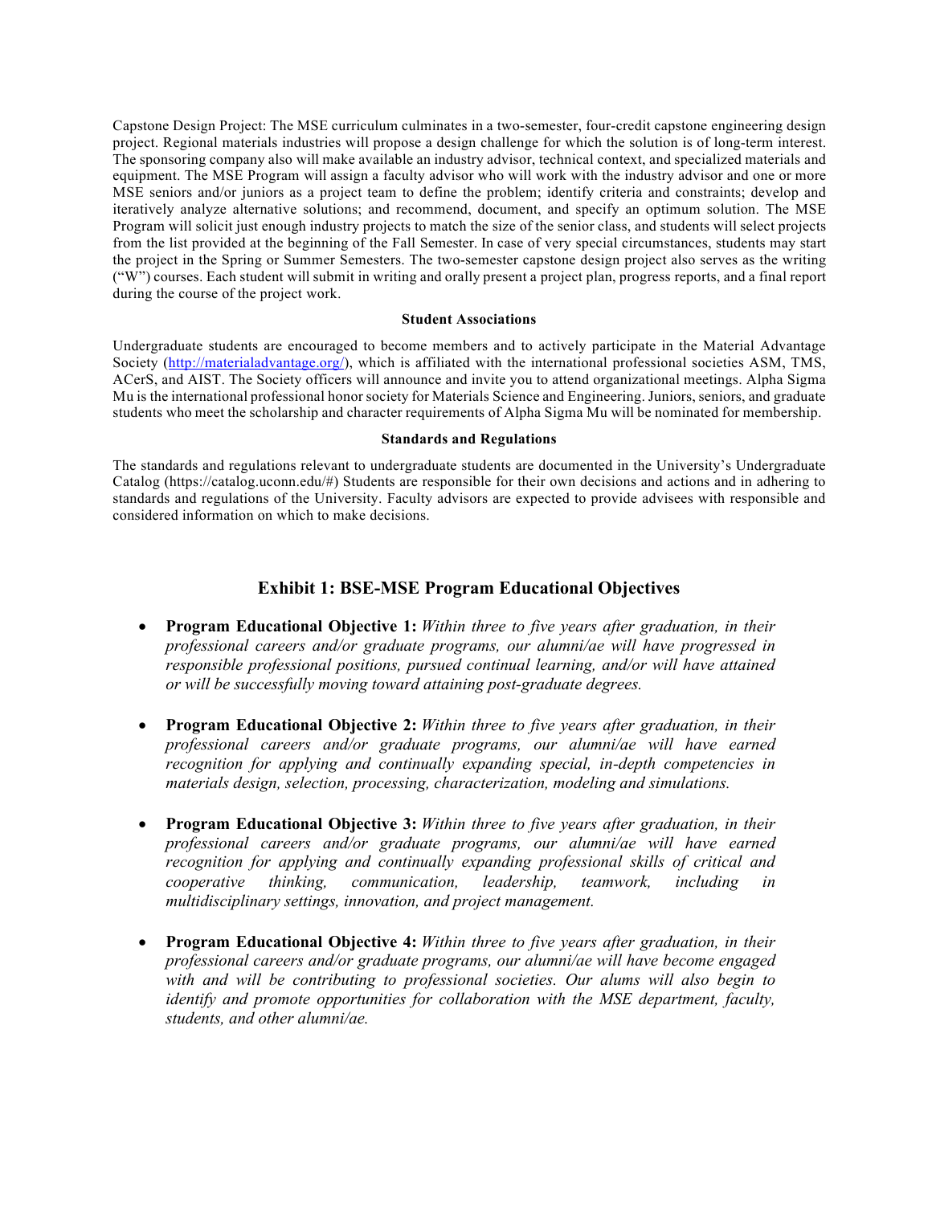Capstone Design Project: The MSE curriculum culminates in a two-semester, four-credit capstone engineering design project. Regional materials industries will propose a design challenge for which the solution is of long-term interest. The sponsoring company also will make available an industry advisor, technical context, and specialized materials and equipment. The MSE Program will assign a faculty advisor who will work with the industry advisor and one or more MSE seniors and/or juniors as a project team to define the problem; identify criteria and constraints; develop and iteratively analyze alternative solutions; and recommend, document, and specify an optimum solution. The MSE Program will solicit just enough industry projects to match the size of the senior class, and students will select projects from the list provided at the beginning of the Fall Semester. In case of very special circumstances, students may start the project in the Spring or Summer Semesters. The two-semester capstone design project also serves as the writing ("W") courses. Each student will submit in writing and orally present a project plan, progress reports, and a final report during the course of the project work.

#### Student Associations

Undergraduate students are encouraged to become members and to actively participate in the Material Advantage Society ([http://materialadvantage.org/](http://materialadvantage.org/)), which is affiliated with the international professional societies ASM, TMS, ACerS, and AIST. The Society officers will announce and invite you to attend organizational meetings. Alpha Sigma Mu is the international professional honor society for Materials Science and Engineering. Juniors, seniors, and graduate students who meet the scholarship and character requirements of Alpha Sigma Mu will be nominated for membership.

#### Standards and Regulations

The standards and regulations relevant to undergraduate students are documented in the University's Undergraduate Catalog (https://catalog.uconn.edu/#) Students are responsible for their own decisions and actions and in adhering to standards and regulations of the University. Faculty advisors are expected to provide advisees with responsible and considered information on which to make decisions.

## Exhibit 1: BSE-MSE Program Educational Objectives

- **Program Educational Objective 1:** *Within three to five years after graduation, in their professional careers and/or graduate programs, our alumni/ae will have progressed in responsible professional positions, pursued continual learning, and/or will have attained or will be successfully moving toward attaining post-graduate degrees.*

- **Program Educational Objective 2:** *Within three to five years after graduation, in their professional careers and/or graduate programs, our alumni/ae will have earned recognition for applying and continually expanding special, in-depth competencies in materials design, selection, processing, characterization, modeling and simulations.*

- **Program Educational Objective 3:** *Within three to five years after graduation, in their professional careers and/or graduate programs, our alumni/ae will have earned recognition for applying and continually expanding professional skills of critical and cooperative thinking, communication, leadership, teamwork, including in multidisciplinary settings, innovation, and project management.*

- **Program Educational Objective 4:** *Within three to five years after graduation, in their professional careers and/or graduate programs, our alumni/ae will have become engaged with and will be contributing to professional societies. Our alums will also begin to identify and promote opportunities for collaboration with the MSE department, faculty, students, and other alumni/ae.*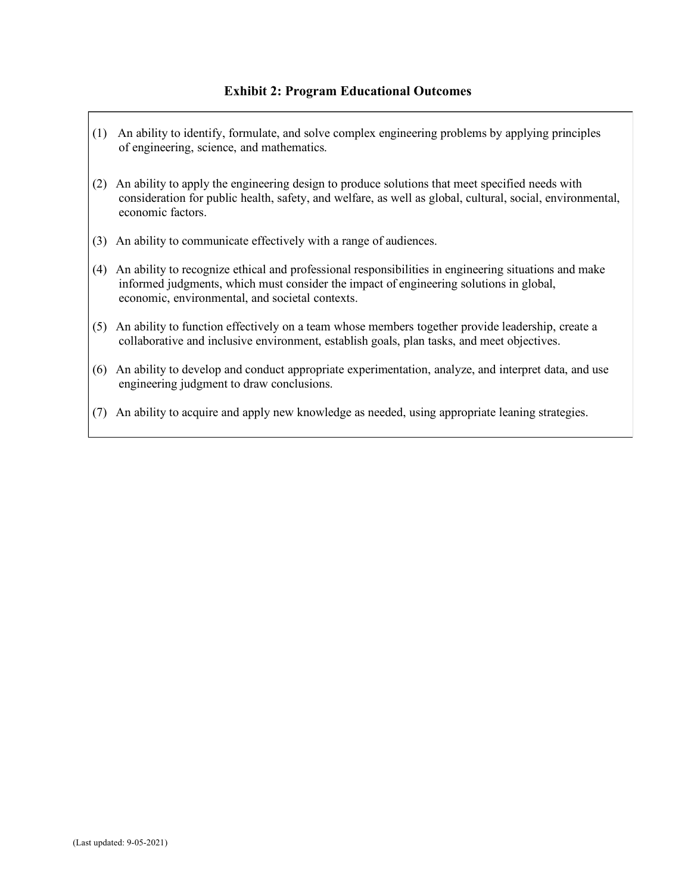## Exhibit 2: Program Educational Outcomes

(1) An ability to identify, formulate, and solve complex engineering problems by applying principles of engineering, science, and mathematics.

(2) An ability to apply the engineering design to produce solutions that meet specified needs with consideration for public health, safety, and welfare, as well as global, cultural, social, environmental, economic factors.

(3) An ability to communicate effectively with a range of audiences.

(4) An ability to recognize ethical and professional responsibilities in engineering situations and make informed judgments, which must consider the impact of engineering solutions in global, economic, environmental, and societal contexts.

(5) An ability to function effectively on a team whose members together provide leadership, create a collaborative and inclusive environment, establish goals, plan tasks, and meet objectives.

(6) An ability to develop and conduct appropriate experimentation, analyze, and interpret data, and use engineering judgment to draw conclusions.

(7) An ability to acquire and apply new knowledge as needed, using appropriate leaning strategies.

(Last updated: 9-05-2021)